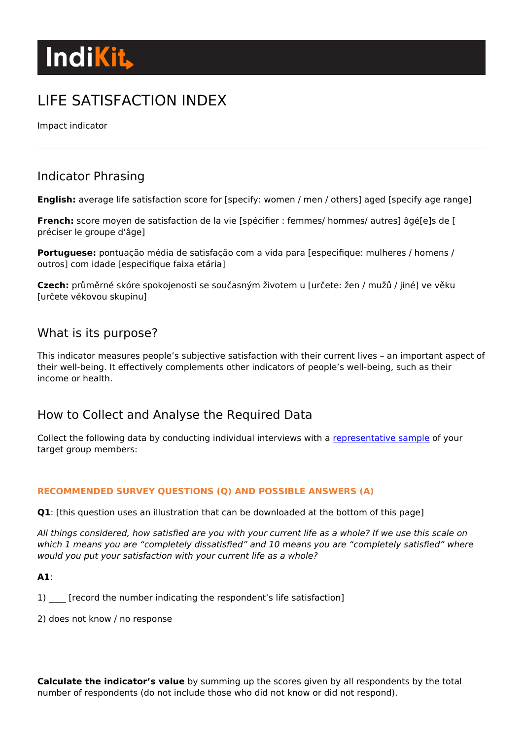# IndiKit

# LIFE SATISFACTION INDEX

Impact indicator

## Indicator Phrasing

**English:** average life satisfaction score for [specify: women / men / others] aged [specify age range]

**French:** score moyen de satisfaction de la vie [spécifier : femmes/ hommes/ autres] âgé[e]s de [ préciser le groupe d'âge]

**Portuguese:** pontuação média de satisfação com a vida para [especifique: mulheres / homens / outros] com idade [especifique faixa etária]

**Czech:** průměrné skóre spokojenosti se současným životem u [určete: žen / mužů / jiné] ve věku [určete věkovou skupinu]

## What is its purpose?

This indicator measures people's subjective satisfaction with their current lives – an important aspect of their well-being. It effectively complements other indicators of people's well-being, such as their income or health.

## How to Collect and Analyse the Required Data

Collect the following data by conducting individual interviews with a representative sample of your target group members:

**RECOMMENDED SURVEY QUESTIONS (Q) AND POSSIBLE ANSWERS (A)**

**Q1**: [this question uses an illustration that can be downloaded at the bottom of this page]

*All things considered, how satisfied are you with your current life as a whole? If we use this scale on which 1 means you are "completely dissatisfied" and 10 means you are "completely satisfied" where would you put your satisfaction with your current life as a whole?*

**A1**:

1) ____ [record the number indicating the respondent's life satisfaction]

2) does not know / no response

**Calculate the indicator's value** by summing up the scores given by all respondents by the total number of respondents (do not include those who did not know or did not respond).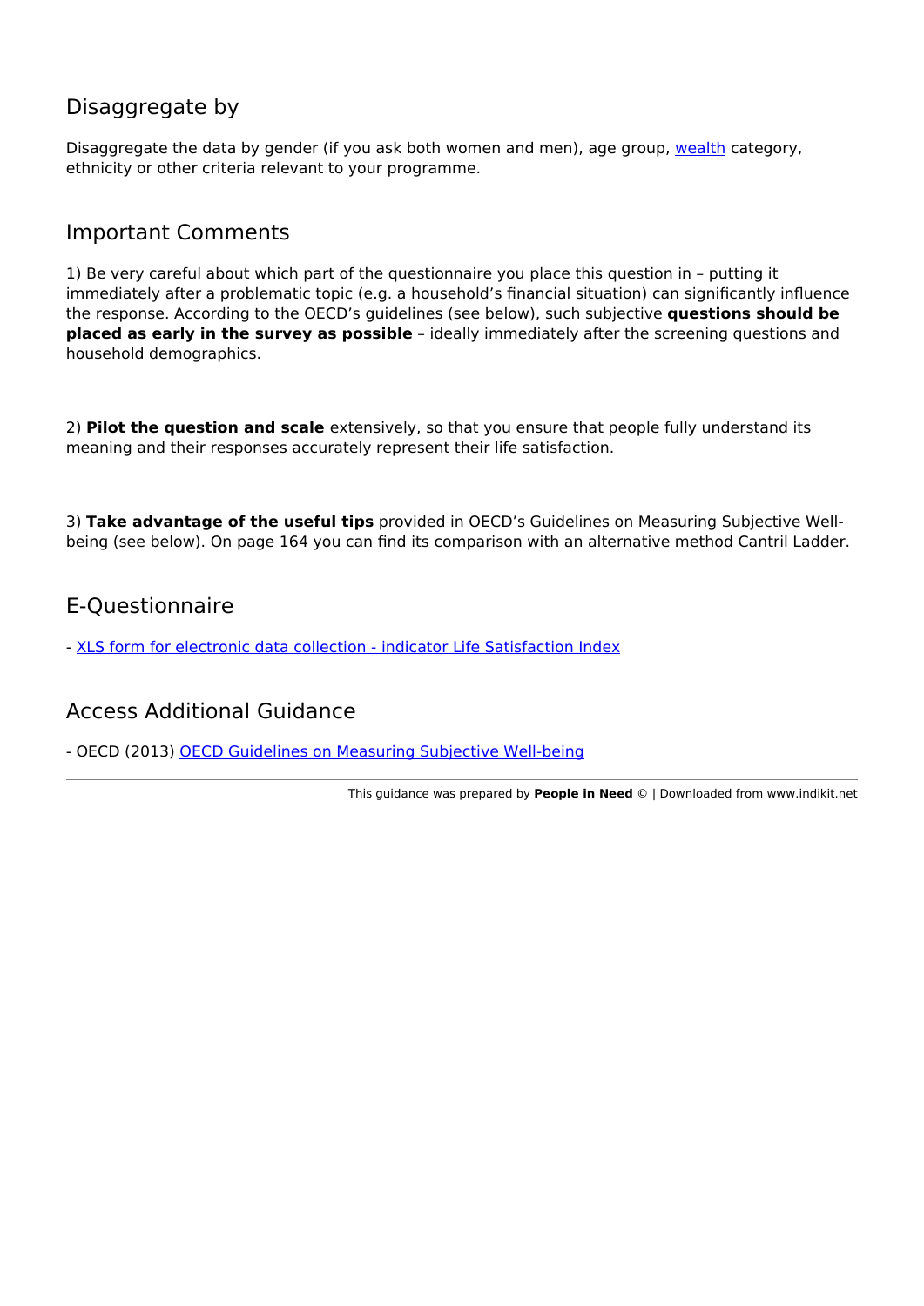## Disaggregate by

Disaggregate the data by gender (if you ask both women and men), age group, wealth category, ethnicity or other criteria relevant to your programme.

## Important Comments

1) Be very careful about which part of the questionnaire you place this question in – putting it immediately after a problematic topic (e.g. a household's financial situation) can significantly influence the response. According to the OECD's guidelines (see below), such subjective **questions should be placed as early in the survey as possible** – ideally immediately after the screening questions and household demographics.

2) **Pilot the question and scale** extensively, so that you ensure that people fully understand its meaning and their responses accurately represent their life satisfaction.

3) **Take advantage of the useful tips** provided in OECD's Guidelines on Measuring Subjective Well-being (see below). On page 164 you can find its comparison with an alternative method Cantril Ladder.

## E-Questionnaire

- XLS form for electronic data collection - indicator Life Satisfaction Index

## Access Additional Guidance

- OECD (2013) OECD Guidelines on Measuring Subjective Well-being

This guidance was prepared by **People in Need** © | Downloaded from www.indikit.net